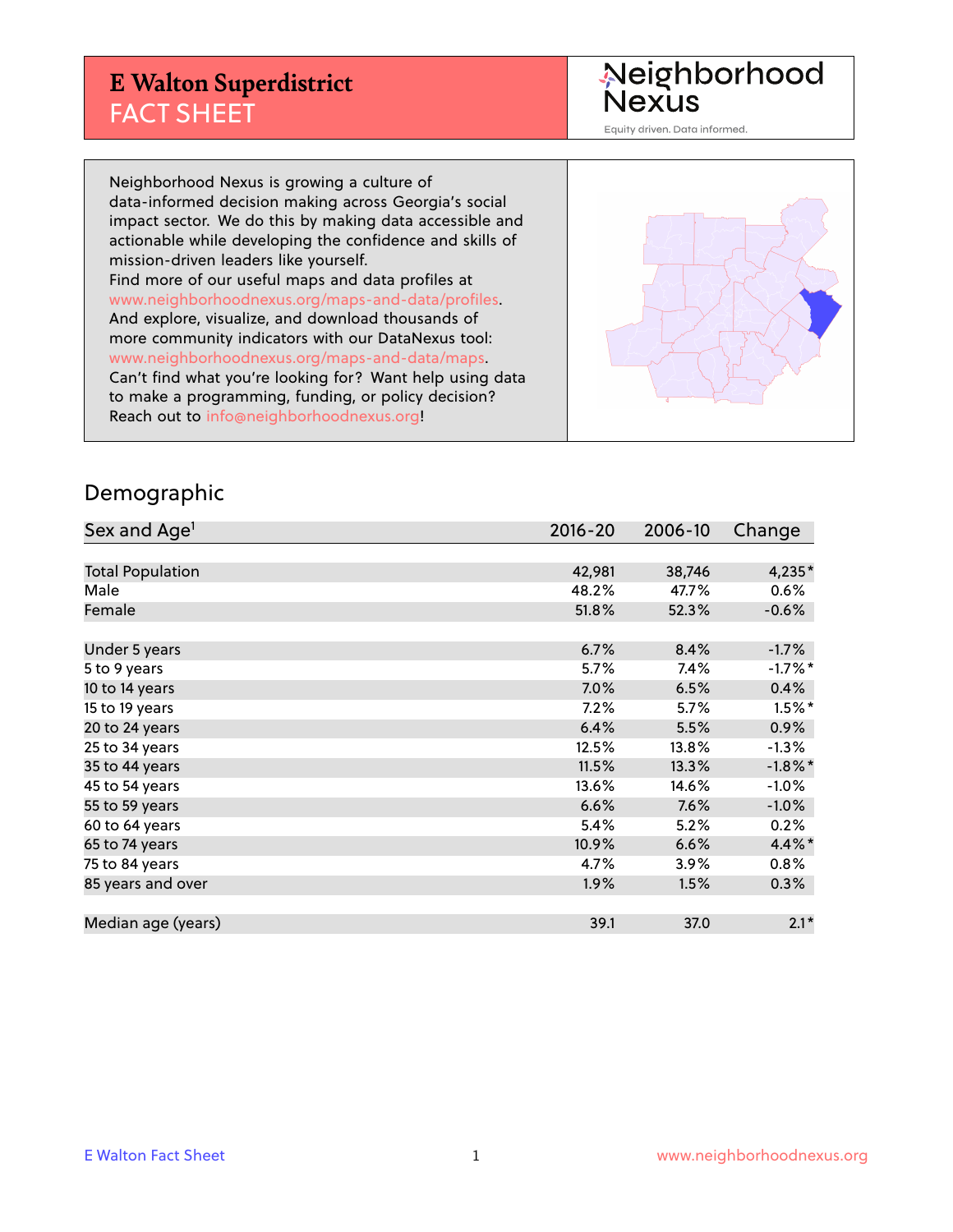# E Walton Superdistrict
## FACT SHEET

Neighborhood Nexus
Equity driven. Data informed.

Neighborhood Nexus is growing a culture of data-informed decision making across Georgia's social impact sector. We do this by making data accessible and actionable while developing the confidence and skills of mission-driven leaders like yourself.
Find more of our useful maps and data profiles at www.neighborhoodnexus.org/maps-and-data/profiles.
And explore, visualize, and download thousands of more community indicators with our DataNexus tool: www.neighborhoodnexus.org/maps-and-data/maps.
Can't find what you're looking for? Want help using data to make a programming, funding, or policy decision? Reach out to info@neighborhoodnexus.org!

## Demographic

| Sex and Age[1] | 2016-20 | 2006-10 | Change |
|---|---|---|---|
| Total Population | 42,981 | 38,746 | 4,235* |
| Male | 48.2% | 47.7% | 0.6% |
| Female | 51.8% | 52.3% | -0.6% |
| | | | |
| Under 5 years | 6.7% | 8.4% | -1.7% |
| 5 to 9 years | 5.7% | 7.4% | -1.7%* |
| 10 to 14 years | 7.0% | 6.5% | 0.4% |
| 15 to 19 years | 7.2% | 5.7% | 1.5%* |
| 20 to 24 years | 6.4% | 5.5% | 0.9% |
| 25 to 34 years | 12.5% | 13.8% | -1.3% |
| 35 to 44 years | 11.5% | 13.3% | -1.8%* |
| 45 to 54 years | 13.6% | 14.6% | -1.0% |
| 55 to 59 years | 6.6% | 7.6% | -1.0% |
| 60 to 64 years | 5.4% | 5.2% | 0.2% |
| 65 to 74 years | 10.9% | 6.6% | 4.4%* |
| 75 to 84 years | 4.7% | 3.9% | 0.8% |
| 85 years and over | 1.9% | 1.5% | 0.3% |
| | | | |
| Median age (years) | 39.1 | 37.0 | 2.1* |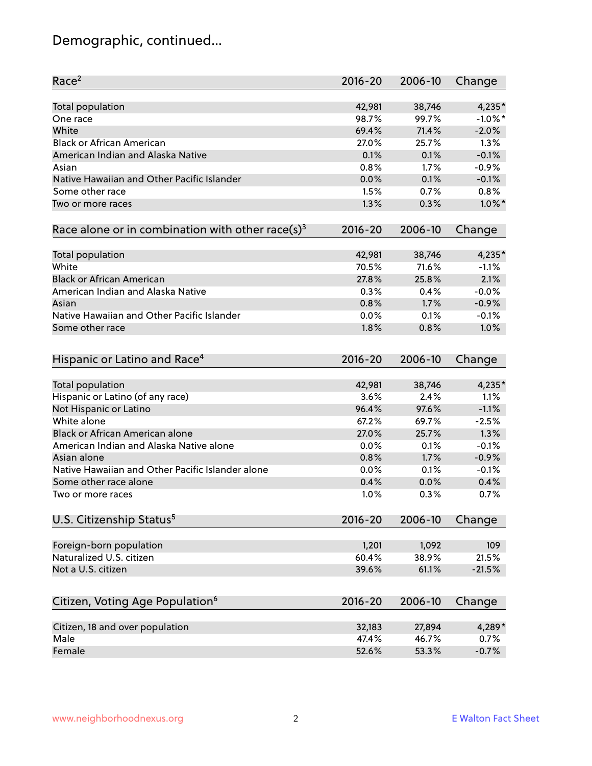# Demographic, continued...

| Race[2] | 2016-20 | 2006-10 | Change |
|---|---|---|---|
| Total population | 42,981 | 38,746 | 4,235* |
| One race | 98.7% | 99.7% | -1.0%* |
| White | 69.4% | 71.4% | -2.0% |
| Black or African American | 27.0% | 25.7% | 1.3% |
| American Indian and Alaska Native | 0.1% | 0.1% | -0.1% |
| Asian | 0.8% | 1.7% | -0.9% |
| Native Hawaiian and Other Pacific Islander | 0.0% | 0.1% | -0.1% |
| Some other race | 1.5% | 0.7% | 0.8% |
| Two or more races | 1.3% | 0.3% | 1.0%* |

| Race alone or in combination with other race(s)[3] | 2016-20 | 2006-10 | Change |
|---|---|---|---|
| Total population | 42,981 | 38,746 | 4,235* |
| White | 70.5% | 71.6% | -1.1% |
| Black or African American | 27.8% | 25.8% | 2.1% |
| American Indian and Alaska Native | 0.3% | 0.4% | -0.0% |
| Asian | 0.8% | 1.7% | -0.9% |
| Native Hawaiian and Other Pacific Islander | 0.0% | 0.1% | -0.1% |
| Some other race | 1.8% | 0.8% | 1.0% |

| Hispanic or Latino and Race[4] | 2016-20 | 2006-10 | Change |
|---|---|---|---|
| Total population | 42,981 | 38,746 | 4,235* |
| Hispanic or Latino (of any race) | 3.6% | 2.4% | 1.1% |
| Not Hispanic or Latino | 96.4% | 97.6% | -1.1% |
| White alone | 67.2% | 69.7% | -2.5% |
| Black or African American alone | 27.0% | 25.7% | 1.3% |
| American Indian and Alaska Native alone | 0.0% | 0.1% | -0.1% |
| Asian alone | 0.8% | 1.7% | -0.9% |
| Native Hawaiian and Other Pacific Islander alone | 0.0% | 0.1% | -0.1% |
| Some other race alone | 0.4% | 0.0% | 0.4% |
| Two or more races | 1.0% | 0.3% | 0.7% |

| U.S. Citizenship Status[5] | 2016-20 | 2006-10 | Change |
|---|---|---|---|
| Foreign-born population | 1,201 | 1,092 | 109 |
| Naturalized U.S. citizen | 60.4% | 38.9% | 21.5% |
| Not a U.S. citizen | 39.6% | 61.1% | -21.5% |

| Citizen, Voting Age Population[6] | 2016-20 | 2006-10 | Change |
|---|---|---|---|
| Citizen, 18 and over population | 32,183 | 27,894 | 4,289* |
| Male | 47.4% | 46.7% | 0.7% |
| Female | 52.6% | 53.3% | -0.7% |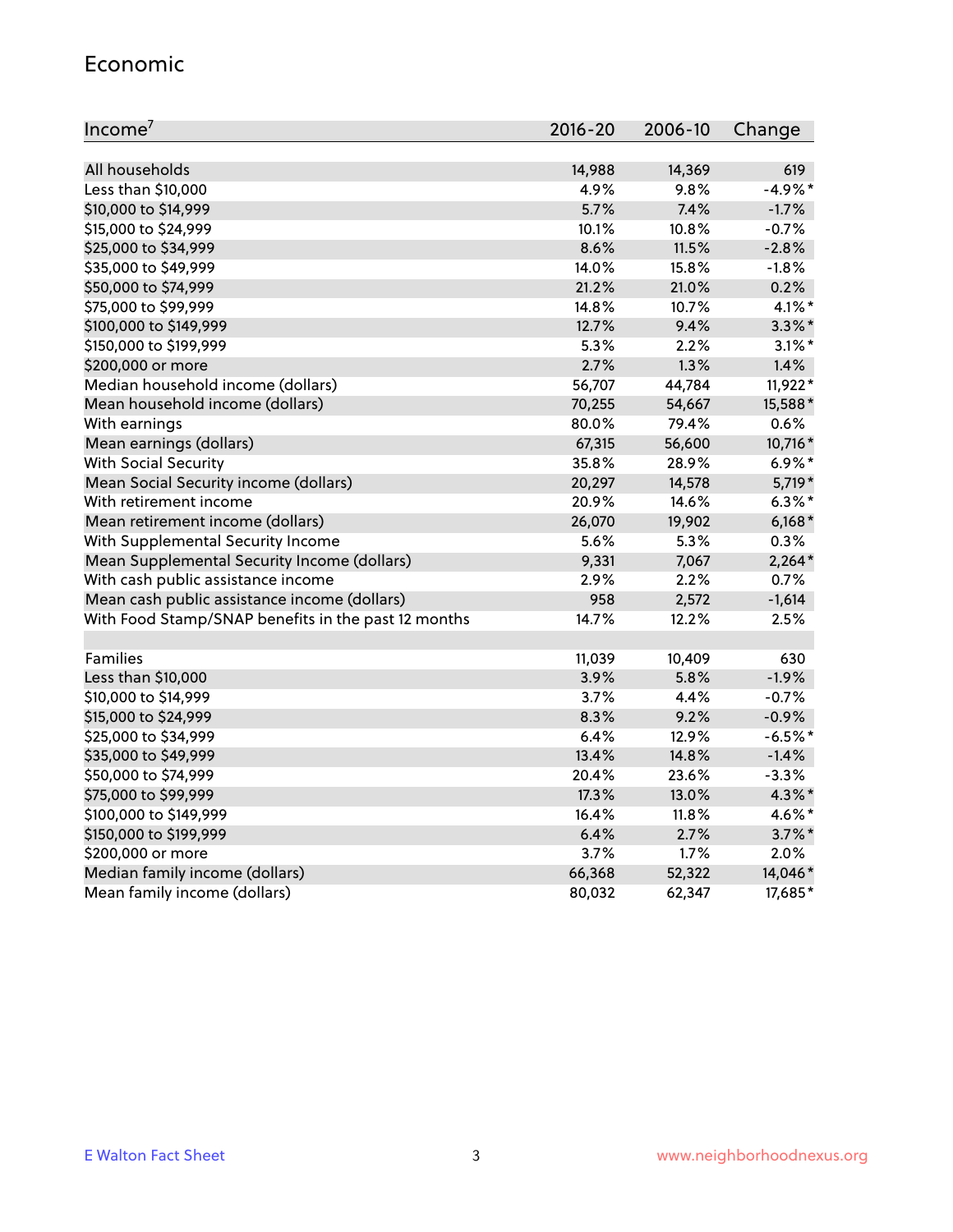# Economic

| Income[7] | 2016-20 | 2006-10 | Change |
|---|---|---|---|
| All households | 14,988 | 14,369 | 619 |
| Less than $10,000 | 4.9% | 9.8% | -4.9%* |
| $10,000 to $14,999 | 5.7% | 7.4% | -1.7% |
| $15,000 to $24,999 | 10.1% | 10.8% | -0.7% |
| $25,000 to $34,999 | 8.6% | 11.5% | -2.8% |
| $35,000 to $49,999 | 14.0% | 15.8% | -1.8% |
| $50,000 to $74,999 | 21.2% | 21.0% | 0.2% |
| $75,000 to $99,999 | 14.8% | 10.7% | 4.1%* |
| $100,000 to $149,999 | 12.7% | 9.4% | 3.3%* |
| $150,000 to $199,999 | 5.3% | 2.2% | 3.1%* |
| $200,000 or more | 2.7% | 1.3% | 1.4% |
| Median household income (dollars) | 56,707 | 44,784 | 11,922* |
| Mean household income (dollars) | 70,255 | 54,667 | 15,588* |
| With earnings | 80.0% | 79.4% | 0.6% |
| Mean earnings (dollars) | 67,315 | 56,600 | 10,716* |
| With Social Security | 35.8% | 28.9% | 6.9%* |
| Mean Social Security income (dollars) | 20,297 | 14,578 | 5,719* |
| With retirement income | 20.9% | 14.6% | 6.3%* |
| Mean retirement income (dollars) | 26,070 | 19,902 | 6,168* |
| With Supplemental Security Income | 5.6% | 5.3% | 0.3% |
| Mean Supplemental Security Income (dollars) | 9,331 | 7,067 | 2,264* |
| With cash public assistance income | 2.9% | 2.2% | 0.7% |
| Mean cash public assistance income (dollars) | 958 | 2,572 | -1,614 |
| With Food Stamp/SNAP benefits in the past 12 months | 14.7% | 12.2% | 2.5% |
| | | | |
| Families | 11,039 | 10,409 | 630 |
| Less than $10,000 | 3.9% | 5.8% | -1.9% |
| $10,000 to $14,999 | 3.7% | 4.4% | -0.7% |
| $15,000 to $24,999 | 8.3% | 9.2% | -0.9% |
| $25,000 to $34,999 | 6.4% | 12.9% | -6.5%* |
| $35,000 to $49,999 | 13.4% | 14.8% | -1.4% |
| $50,000 to $74,999 | 20.4% | 23.6% | -3.3% |
| $75,000 to $99,999 | 17.3% | 13.0% | 4.3%* |
| $100,000 to $149,999 | 16.4% | 11.8% | 4.6%* |
| $150,000 to $199,999 | 6.4% | 2.7% | 3.7%* |
| $200,000 or more | 3.7% | 1.7% | 2.0% |
| Median family income (dollars) | 66,368 | 52,322 | 14,046* |
| Mean family income (dollars) | 80,032 | 62,347 | 17,685* |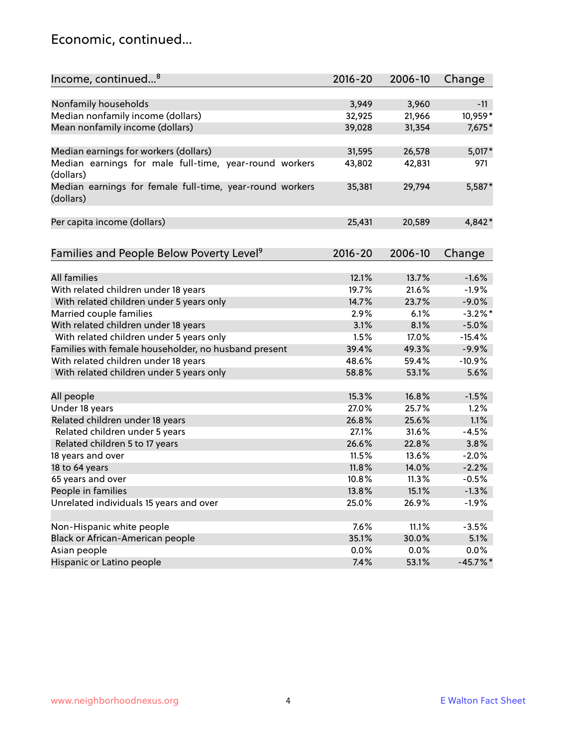## Economic, continued...

| Income, continued...[8] | 2016-20 | 2006-10 | Change |
|---|---|---|---|
| Nonfamily households | 3,949 | 3,960 | -11 |
| Median nonfamily income (dollars) | 32,925 | 21,966 | 10,959* |
| Mean nonfamily income (dollars) | 39,028 | 31,354 | 7,675* |
| Median earnings for workers (dollars) | 31,595 | 26,578 | 5,017* |
| Median earnings for male full-time, year-round workers (dollars) | 43,802 | 42,831 | 971 |
| Median earnings for female full-time, year-round workers (dollars) | 35,381 | 29,794 | 5,587* |
| Per capita income (dollars) | 25,431 | 20,589 | 4,842* |

| Families and People Below Poverty Level[9] | 2016-20 | 2006-10 | Change |
|---|---|---|---|
| All families | 12.1% | 13.7% | -1.6% |
| With related children under 18 years | 19.7% | 21.6% | -1.9% |
| With related children under 5 years only | 14.7% | 23.7% | -9.0% |
| Married couple families | 2.9% | 6.1% | -3.2%* |
| With related children under 18 years | 3.1% | 8.1% | -5.0% |
| With related children under 5 years only | 1.5% | 17.0% | -15.4% |
| Families with female householder, no husband present | 39.4% | 49.3% | -9.9% |
| With related children under 18 years | 48.6% | 59.4% | -10.9% |
| With related children under 5 years only | 58.8% | 53.1% | 5.6% |
| All people | 15.3% | 16.8% | -1.5% |
| Under 18 years | 27.0% | 25.7% | 1.2% |
| Related children under 18 years | 26.8% | 25.6% | 1.1% |
| Related children under 5 years | 27.1% | 31.6% | -4.5% |
| Related children 5 to 17 years | 26.6% | 22.8% | 3.8% |
| 18 years and over | 11.5% | 13.6% | -2.0% |
| 18 to 64 years | 11.8% | 14.0% | -2.2% |
| 65 years and over | 10.8% | 11.3% | -0.5% |
| People in families | 13.8% | 15.1% | -1.3% |
| Unrelated individuals 15 years and over | 25.0% | 26.9% | -1.9% |
| Non-Hispanic white people | 7.6% | 11.1% | -3.5% |
| Black or African-American people | 35.1% | 30.0% | 5.1% |
| Asian people | 0.0% | 0.0% | 0.0% |
| Hispanic or Latino people | 7.4% | 53.1% | -45.7%* |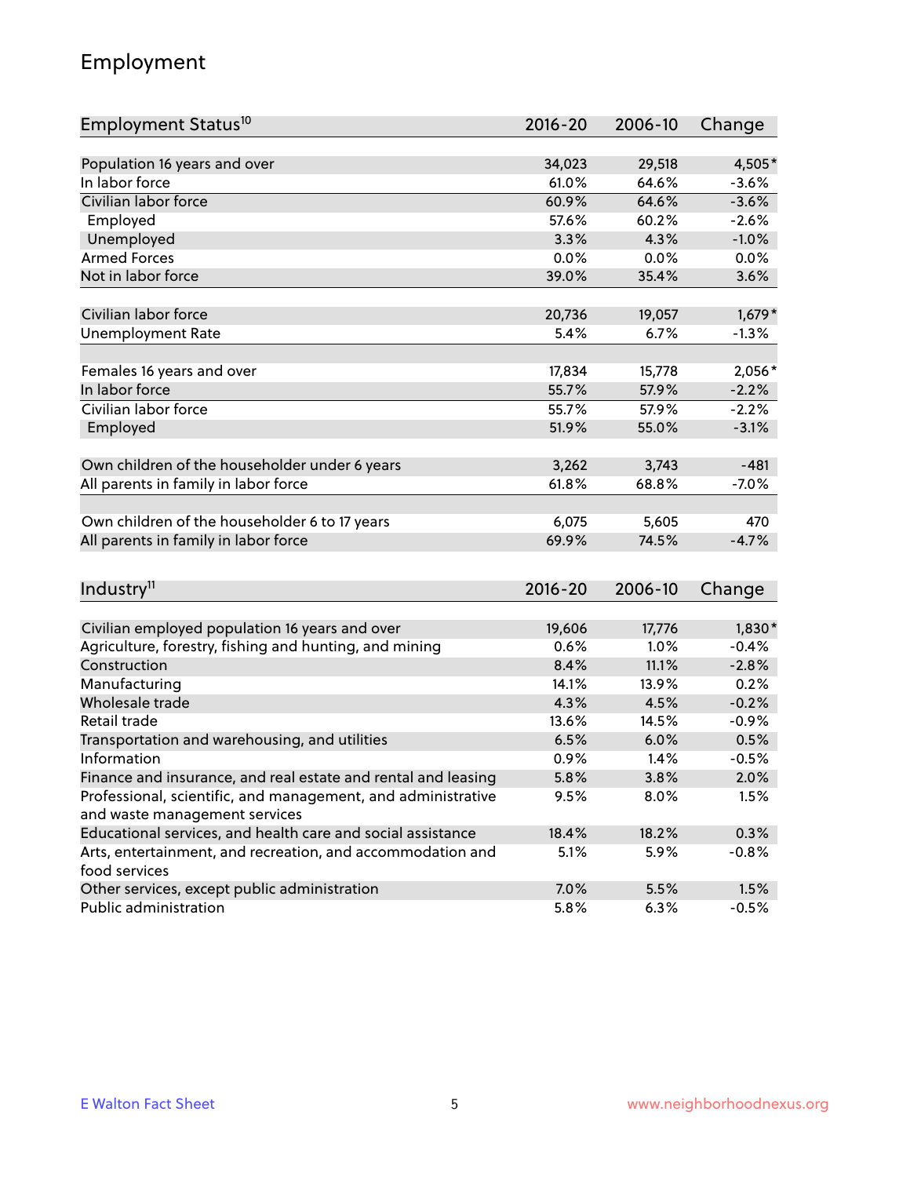# Employment

| Employment Status[10] | 2016-20 | 2006-10 | Change |
|---|---|---|---|
| Population 16 years and over | 34,023 | 29,518 | 4,505* |
| In labor force | 61.0% | 64.6% | -3.6% |
| Civilian labor force | 60.9% | 64.6% | -3.6% |
| Employed | 57.6% | 60.2% | -2.6% |
| Unemployed | 3.3% | 4.3% | -1.0% |
| Armed Forces | 0.0% | 0.0% | 0.0% |
| Not in labor force | 39.0% | 35.4% | 3.6% |
| | | | |
| Civilian labor force | 20,736 | 19,057 | 1,679* |
| Unemployment Rate | 5.4% | 6.7% | -1.3% |
| | | | |
| Females 16 years and over | 17,834 | 15,778 | 2,056* |
| In labor force | 55.7% | 57.9% | -2.2% |
| Civilian labor force | 55.7% | 57.9% | -2.2% |
| Employed | 51.9% | 55.0% | -3.1% |
| | | | |
| Own children of the householder under 6 years | 3,262 | 3,743 | -481 |
| All parents in family in labor force | 61.8% | 68.8% | -7.0% |
| | | | |
| Own children of the householder 6 to 17 years | 6,075 | 5,605 | 470 |
| All parents in family in labor force | 69.9% | 74.5% | -4.7% |

| Industry[11] | 2016-20 | 2006-10 | Change |
|---|---|---|---|
| Civilian employed population 16 years and over | 19,606 | 17,776 | 1,830* |
| Agriculture, forestry, fishing and hunting, and mining | 0.6% | 1.0% | -0.4% |
| Construction | 8.4% | 11.1% | -2.8% |
| Manufacturing | 14.1% | 13.9% | 0.2% |
| Wholesale trade | 4.3% | 4.5% | -0.2% |
| Retail trade | 13.6% | 14.5% | -0.9% |
| Transportation and warehousing, and utilities | 6.5% | 6.0% | 0.5% |
| Information | 0.9% | 1.4% | -0.5% |
| Finance and insurance, and real estate and rental and leasing | 5.8% | 3.8% | 2.0% |
| Professional, scientific, and management, and administrative and waste management services | 9.5% | 8.0% | 1.5% |
| Educational services, and health care and social assistance | 18.4% | 18.2% | 0.3% |
| Arts, entertainment, and recreation, and accommodation and food services | 5.1% | 5.9% | -0.8% |
| Other services, except public administration | 7.0% | 5.5% | 1.5% |
| Public administration | 5.8% | 6.3% | -0.5% |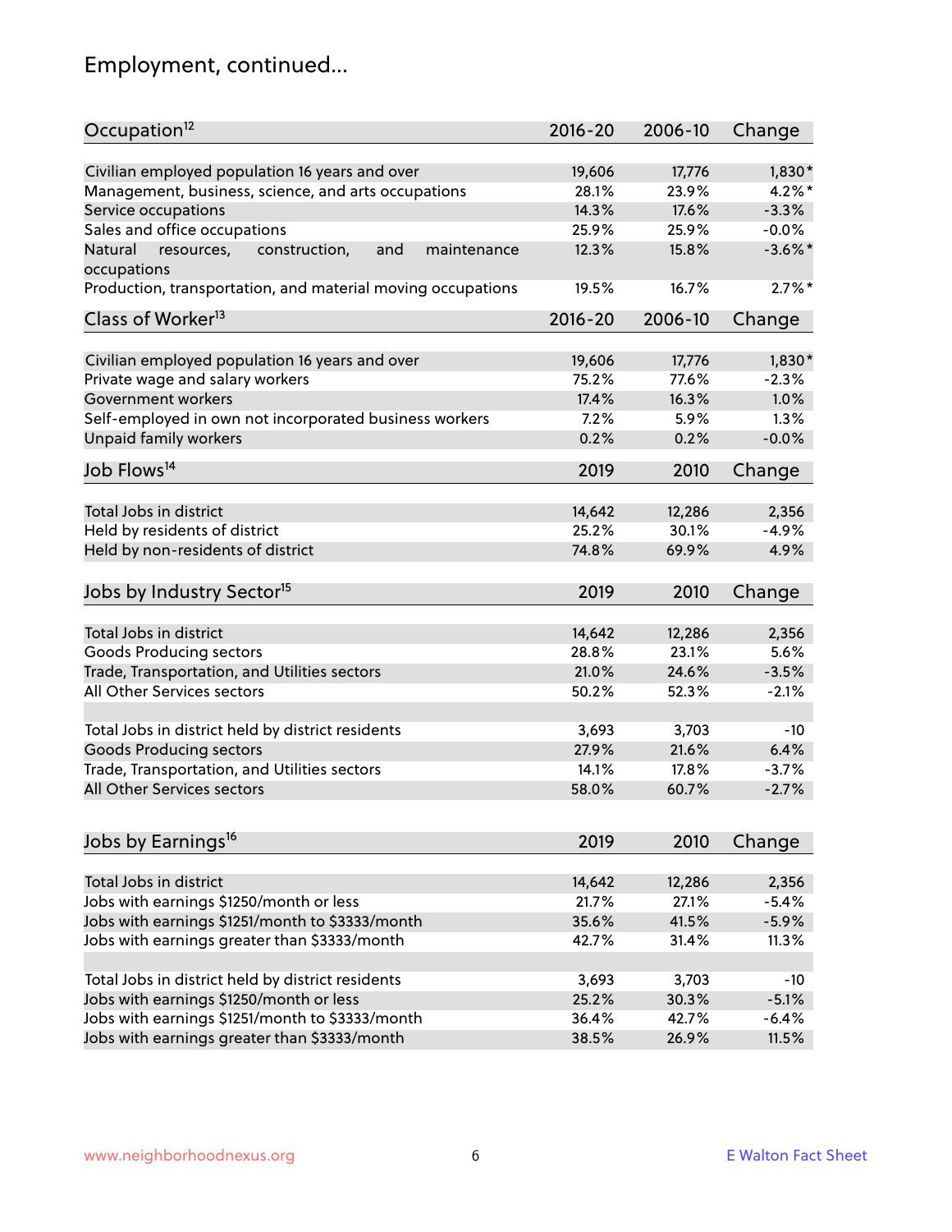# Employment, continued...

| Occupation[12] | 2016-20 | 2006-10 | Change |
|---|---|---|---|
| Civilian employed population 16 years and over | 19,606 | 17,776 | 1,830* |
| Management, business, science, and arts occupations | 28.1% | 23.9% | 4.2%* |
| Service occupations | 14.3% | 17.6% | -3.3% |
| Sales and office occupations | 25.9% | 25.9% | -0.0% |
| Natural resources, construction, and maintenance occupations | 12.3% | 15.8% | -3.6%* |
| Production, transportation, and material moving occupations | 19.5% | 16.7% | 2.7%* |

| Class of Worker[13] | 2016-20 | 2006-10 | Change |
|---|---|---|---|
| Civilian employed population 16 years and over | 19,606 | 17,776 | 1,830* |
| Private wage and salary workers | 75.2% | 77.6% | -2.3% |
| Government workers | 17.4% | 16.3% | 1.0% |
| Self-employed in own not incorporated business workers | 7.2% | 5.9% | 1.3% |
| Unpaid family workers | 0.2% | 0.2% | -0.0% |

| Job Flows[14] | 2019 | 2010 | Change |
|---|---|---|---|
| Total Jobs in district | 14,642 | 12,286 | 2,356 |
| Held by residents of district | 25.2% | 30.1% | -4.9% |
| Held by non-residents of district | 74.8% | 69.9% | 4.9% |

| Jobs by Industry Sector[15] | 2019 | 2010 | Change |
|---|---|---|---|
| Total Jobs in district | 14,642 | 12,286 | 2,356 |
| Goods Producing sectors | 28.8% | 23.1% | 5.6% |
| Trade, Transportation, and Utilities sectors | 21.0% | 24.6% | -3.5% |
| All Other Services sectors | 50.2% | 52.3% | -2.1% |
| | | | |
| Total Jobs in district held by district residents | 3,693 | 3,703 | -10 |
| Goods Producing sectors | 27.9% | 21.6% | 6.4% |
| Trade, Transportation, and Utilities sectors | 14.1% | 17.8% | -3.7% |
| All Other Services sectors | 58.0% | 60.7% | -2.7% |

| Jobs by Earnings[16] | 2019 | 2010 | Change |
|---|---|---|---|
| Total Jobs in district | 14,642 | 12,286 | 2,356 |
| Jobs with earnings $1250/month or less | 21.7% | 27.1% | -5.4% |
| Jobs with earnings $1251/month to $3333/month | 35.6% | 41.5% | -5.9% |
| Jobs with earnings greater than $3333/month | 42.7% | 31.4% | 11.3% |
| | | | |
| Total Jobs in district held by district residents | 3,693 | 3,703 | -10 |
| Jobs with earnings $1250/month or less | 25.2% | 30.3% | -5.1% |
| Jobs with earnings $1251/month to $3333/month | 36.4% | 42.7% | -6.4% |
| Jobs with earnings greater than $3333/month | 38.5% | 26.9% | 11.5% |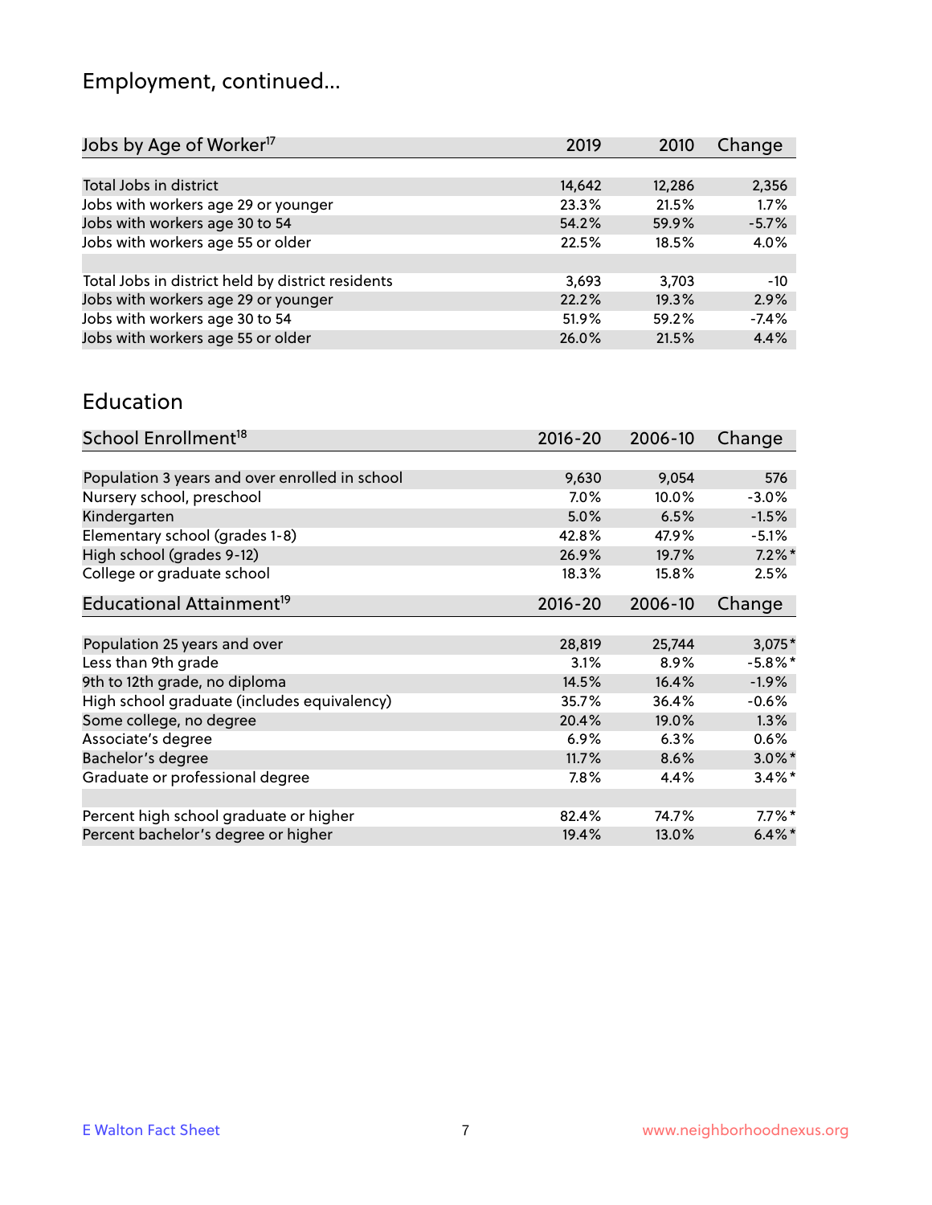## Employment, continued...

| Jobs by Age of Worker[17] | 2019 | 2010 | Change |
|---|---|---|---|
| Total Jobs in district | 14,642 | 12,286 | 2,356 |
| Jobs with workers age 29 or younger | 23.3% | 21.5% | 1.7% |
| Jobs with workers age 30 to 54 | 54.2% | 59.9% | -5.7% |
| Jobs with workers age 55 or older | 22.5% | 18.5% | 4.0% |
| | | | |
| Total Jobs in district held by district residents | 3,693 | 3,703 | -10 |
| Jobs with workers age 29 or younger | 22.2% | 19.3% | 2.9% |
| Jobs with workers age 30 to 54 | 51.9% | 59.2% | -7.4% |
| Jobs with workers age 55 or older | 26.0% | 21.5% | 4.4% |

## Education

| School Enrollment[18] | 2016-20 | 2006-10 | Change |
|---|---|---|---|
| Population 3 years and over enrolled in school | 9,630 | 9,054 | 576 |
| Nursery school, preschool | 7.0% | 10.0% | -3.0% |
| Kindergarten | 5.0% | 6.5% | -1.5% |
| Elementary school (grades 1-8) | 42.8% | 47.9% | -5.1% |
| High school (grades 9-12) | 26.9% | 19.7% | 7.2%* |
| College or graduate school | 18.3% | 15.8% | 2.5% |

| Educational Attainment[19] | 2016-20 | 2006-10 | Change |
|---|---|---|---|
| Population 25 years and over | 28,819 | 25,744 | 3,075* |
| Less than 9th grade | 3.1% | 8.9% | -5.8%* |
| 9th to 12th grade, no diploma | 14.5% | 16.4% | -1.9% |
| High school graduate (includes equivalency) | 35.7% | 36.4% | -0.6% |
| Some college, no degree | 20.4% | 19.0% | 1.3% |
| Associate's degree | 6.9% | 6.3% | 0.6% |
| Bachelor's degree | 11.7% | 8.6% | 3.0%* |
| Graduate or professional degree | 7.8% | 4.4% | 3.4%* |
| | | | |
| Percent high school graduate or higher | 82.4% | 74.7% | 7.7%* |
| Percent bachelor's degree or higher | 19.4% | 13.0% | 6.4%* |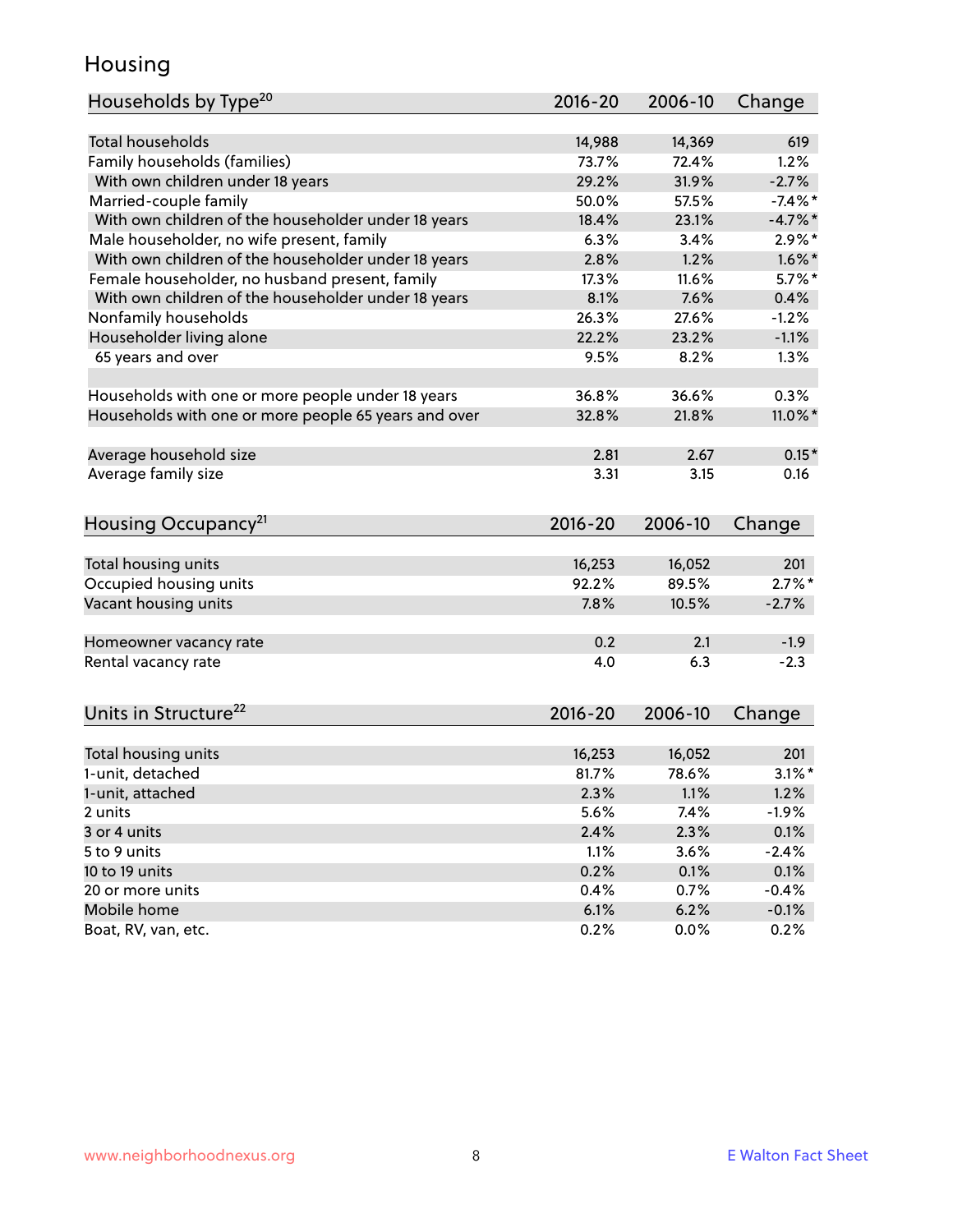## Housing

| Households by Type[20] | 2016-20 | 2006-10 | Change |
|---|---|---|---|
| Total households | 14,988 | 14,369 | 619 |
| Family households (families) | 73.7% | 72.4% | 1.2% |
| With own children under 18 years | 29.2% | 31.9% | -2.7% |
| Married-couple family | 50.0% | 57.5% | -7.4%* |
| With own children of the householder under 18 years | 18.4% | 23.1% | -4.7%* |
| Male householder, no wife present, family | 6.3% | 3.4% | 2.9%* |
| With own children of the householder under 18 years | 2.8% | 1.2% | 1.6%* |
| Female householder, no husband present, family | 17.3% | 11.6% | 5.7%* |
| With own children of the householder under 18 years | 8.1% | 7.6% | 0.4% |
| Nonfamily households | 26.3% | 27.6% | -1.2% |
| Householder living alone | 22.2% | 23.2% | -1.1% |
| 65 years and over | 9.5% | 8.2% | 1.3% |
| | | | |
| Households with one or more people under 18 years | 36.8% | 36.6% | 0.3% |
| Households with one or more people 65 years and over | 32.8% | 21.8% | 11.0%* |
| | | | |
| Average household size | 2.81 | 2.67 | 0.15* |
| Average family size | 3.31 | 3.15 | 0.16 |

| Housing Occupancy[21] | 2016-20 | 2006-10 | Change |
|---|---|---|---|
| Total housing units | 16,253 | 16,052 | 201 |
| Occupied housing units | 92.2% | 89.5% | 2.7%* |
| Vacant housing units | 7.8% | 10.5% | -2.7% |
| | | | |
| Homeowner vacancy rate | 0.2 | 2.1 | -1.9 |
| Rental vacancy rate | 4.0 | 6.3 | -2.3 |

| Units in Structure[22] | 2016-20 | 2006-10 | Change |
|---|---|---|---|
| Total housing units | 16,253 | 16,052 | 201 |
| 1-unit, detached | 81.7% | 78.6% | 3.1%* |
| 1-unit, attached | 2.3% | 1.1% | 1.2% |
| 2 units | 5.6% | 7.4% | -1.9% |
| 3 or 4 units | 2.4% | 2.3% | 0.1% |
| 5 to 9 units | 1.1% | 3.6% | -2.4% |
| 10 to 19 units | 0.2% | 0.1% | 0.1% |
| 20 or more units | 0.4% | 0.7% | -0.4% |
| Mobile home | 6.1% | 6.2% | -0.1% |
| Boat, RV, van, etc. | 0.2% | 0.0% | 0.2% |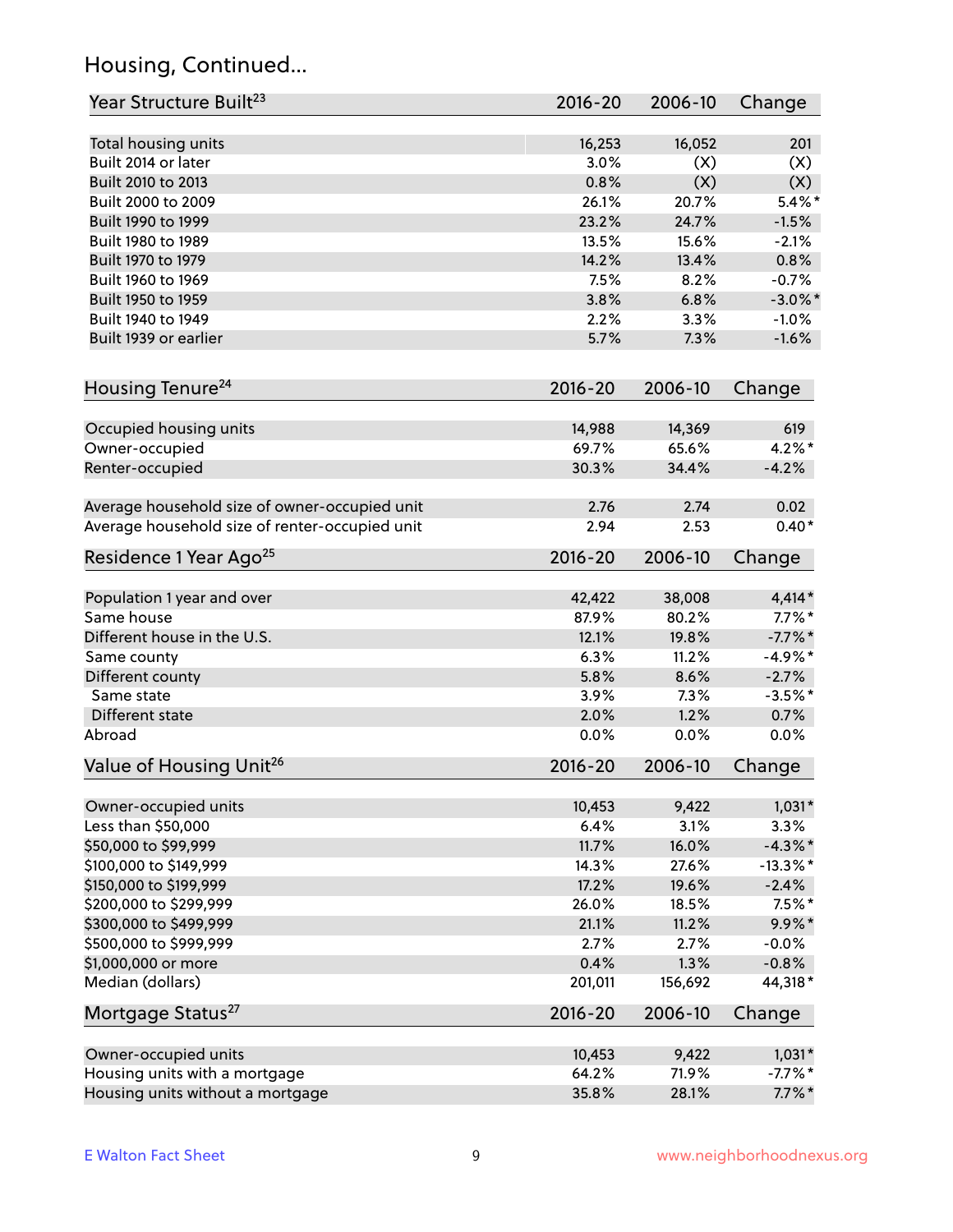## Housing, Continued...

| Year Structure Built[23] | 2016-20 | 2006-10 | Change |
|---|---|---|---|
| Total housing units | 16,253 | 16,052 | 201 |
| Built 2014 or later | 3.0% | (X) | (X) |
| Built 2010 to 2013 | 0.8% | (X) | (X) |
| Built 2000 to 2009 | 26.1% | 20.7% | 5.4%* |
| Built 1990 to 1999 | 23.2% | 24.7% | -1.5% |
| Built 1980 to 1989 | 13.5% | 15.6% | -2.1% |
| Built 1970 to 1979 | 14.2% | 13.4% | 0.8% |
| Built 1960 to 1969 | 7.5% | 8.2% | -0.7% |
| Built 1950 to 1959 | 3.8% | 6.8% | -3.0%* |
| Built 1940 to 1949 | 2.2% | 3.3% | -1.0% |
| Built 1939 or earlier | 5.7% | 7.3% | -1.6% |

| Housing Tenure[24] | 2016-20 | 2006-10 | Change |
|---|---|---|---|
| Occupied housing units | 14,988 | 14,369 | 619 |
| Owner-occupied | 69.7% | 65.6% | 4.2%* |
| Renter-occupied | 30.3% | 34.4% | -4.2% |
| Average household size of owner-occupied unit | 2.76 | 2.74 | 0.02 |
| Average household size of renter-occupied unit | 2.94 | 2.53 | 0.40* |

| Residence 1 Year Ago[25] | 2016-20 | 2006-10 | Change |
|---|---|---|---|
| Population 1 year and over | 42,422 | 38,008 | 4,414* |
| Same house | 87.9% | 80.2% | 7.7%* |
| Different house in the U.S. | 12.1% | 19.8% | -7.7%* |
| Same county | 6.3% | 11.2% | -4.9%* |
| Different county | 5.8% | 8.6% | -2.7% |
| Same state | 3.9% | 7.3% | -3.5%* |
| Different state | 2.0% | 1.2% | 0.7% |
| Abroad | 0.0% | 0.0% | 0.0% |

| Value of Housing Unit[26] | 2016-20 | 2006-10 | Change |
|---|---|---|---|
| Owner-occupied units | 10,453 | 9,422 | 1,031* |
| Less than $50,000 | 6.4% | 3.1% | 3.3% |
| $50,000 to $99,999 | 11.7% | 16.0% | -4.3%* |
| $100,000 to $149,999 | 14.3% | 27.6% | -13.3%* |
| $150,000 to $199,999 | 17.2% | 19.6% | -2.4% |
| $200,000 to $299,999 | 26.0% | 18.5% | 7.5%* |
| $300,000 to $499,999 | 21.1% | 11.2% | 9.9%* |
| $500,000 to $999,999 | 2.7% | 2.7% | -0.0% |
| $1,000,000 or more | 0.4% | 1.3% | -0.8% |
| Median (dollars) | 201,011 | 156,692 | 44,318* |

| Mortgage Status[27] | 2016-20 | 2006-10 | Change |
|---|---|---|---|
| Owner-occupied units | 10,453 | 9,422 | 1,031* |
| Housing units with a mortgage | 64.2% | 71.9% | -7.7%* |
| Housing units without a mortgage | 35.8% | 28.1% | 7.7%* |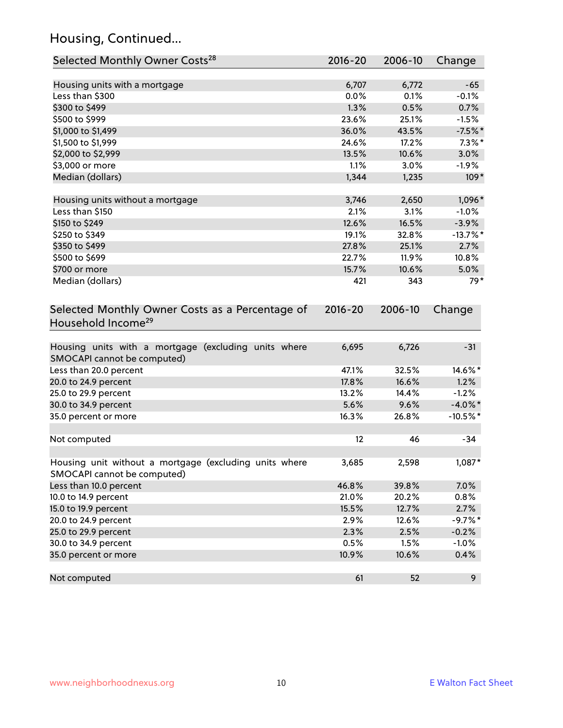## Housing, Continued...

| Selected Monthly Owner Costs[28] | 2016-20 | 2006-10 | Change |
|---|---|---|---|
| Housing units with a mortgage | 6,707 | 6,772 | -65 |
| Less than $300 | 0.0% | 0.1% | -0.1% |
| $300 to $499 | 1.3% | 0.5% | 0.7% |
| $500 to $999 | 23.6% | 25.1% | -1.5% |
| $1,000 to $1,499 | 36.0% | 43.5% | -7.5%* |
| $1,500 to $1,999 | 24.6% | 17.2% | 7.3%* |
| $2,000 to $2,999 | 13.5% | 10.6% | 3.0% |
| $3,000 or more | 1.1% | 3.0% | -1.9% |
| Median (dollars) | 1,344 | 1,235 | 109* |
| | | | |
| Housing units without a mortgage | 3,746 | 2,650 | 1,096* |
| Less than $150 | 2.1% | 3.1% | -1.0% |
| $150 to $249 | 12.6% | 16.5% | -3.9% |
| $250 to $349 | 19.1% | 32.8% | -13.7%* |
| $350 to $499 | 27.8% | 25.1% | 2.7% |
| $500 to $699 | 22.7% | 11.9% | 10.8% |
| $700 or more | 15.7% | 10.6% | 5.0% |
| Median (dollars) | 421 | 343 | 79* |

| Selected Monthly Owner Costs as a Percentage of Household Income[29] | 2016-20 | 2006-10 | Change |
|---|---|---|---|
| Housing units with a mortgage (excluding units where SMOCAPI cannot be computed) | 6,695 | 6,726 | -31 |
| Less than 20.0 percent | 47.1% | 32.5% | 14.6%* |
| 20.0 to 24.9 percent | 17.8% | 16.6% | 1.2% |
| 25.0 to 29.9 percent | 13.2% | 14.4% | -1.2% |
| 30.0 to 34.9 percent | 5.6% | 9.6% | -4.0%* |
| 35.0 percent or more | 16.3% | 26.8% | -10.5%* |
| | | | |
| Not computed | 12 | 46 | -34 |
| | | | |
| Housing unit without a mortgage (excluding units where SMOCAPI cannot be computed) | 3,685 | 2,598 | 1,087* |
| Less than 10.0 percent | 46.8% | 39.8% | 7.0% |
| 10.0 to 14.9 percent | 21.0% | 20.2% | 0.8% |
| 15.0 to 19.9 percent | 15.5% | 12.7% | 2.7% |
| 20.0 to 24.9 percent | 2.9% | 12.6% | -9.7%* |
| 25.0 to 29.9 percent | 2.3% | 2.5% | -0.2% |
| 30.0 to 34.9 percent | 0.5% | 1.5% | -1.0% |
| 35.0 percent or more | 10.9% | 10.6% | 0.4% |
| | | | |
| Not computed | 61 | 52 | 9 |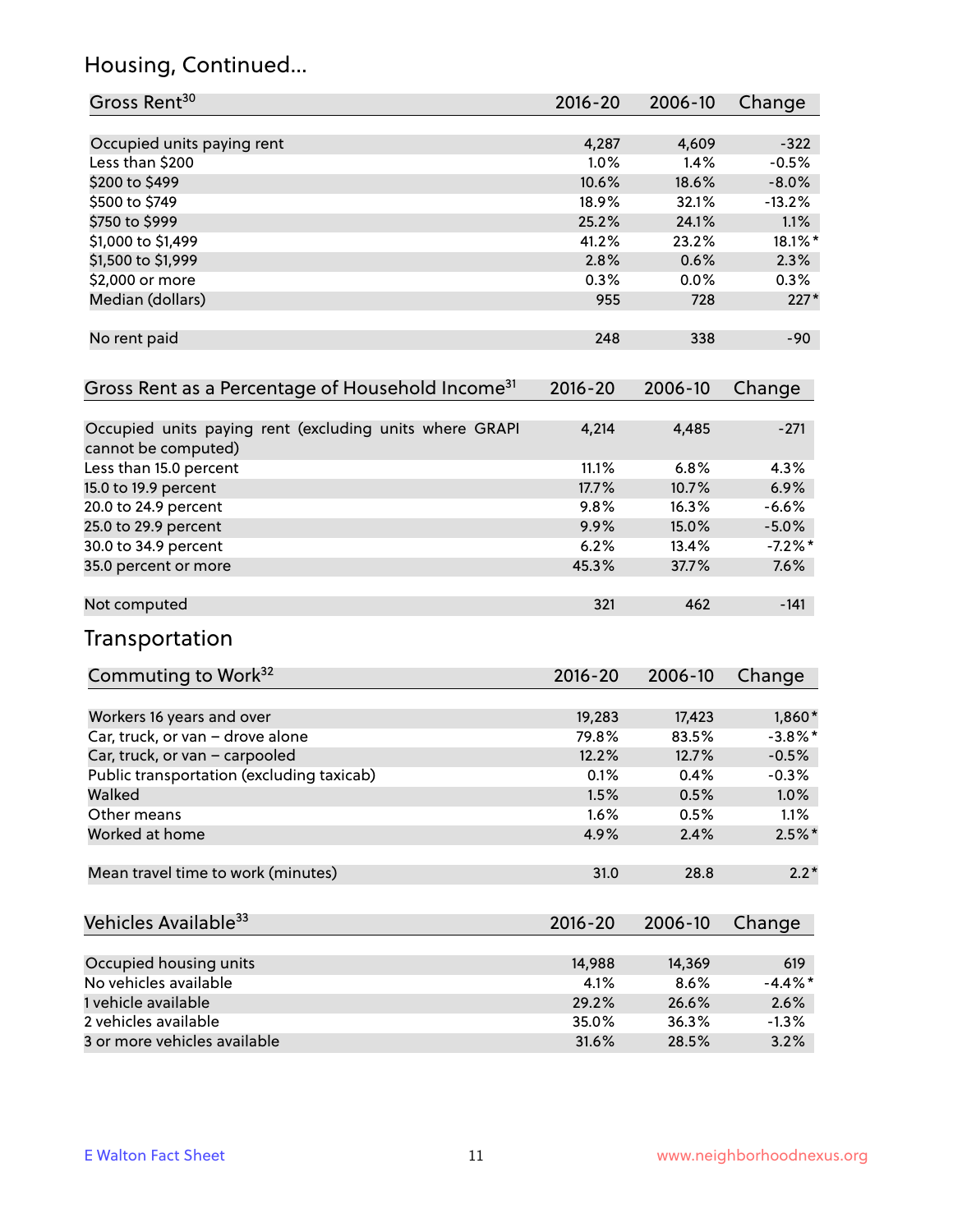## Housing, Continued...

| Gross Rent[30] | 2016-20 | 2006-10 | Change |
|---|---|---|---|
| Occupied units paying rent | 4,287 | 4,609 | -322 |
| Less than $200 | 1.0% | 1.4% | -0.5% |
| $200 to $499 | 10.6% | 18.6% | -8.0% |
| $500 to $749 | 18.9% | 32.1% | -13.2% |
| $750 to $999 | 25.2% | 24.1% | 1.1% |
| $1,000 to $1,499 | 41.2% | 23.2% | 18.1%* |
| $1,500 to $1,999 | 2.8% | 0.6% | 2.3% |
| $2,000 or more | 0.3% | 0.0% | 0.3% |
| Median (dollars) | 955 | 728 | 227* |
| No rent paid | 248 | 338 | -90 |

| Gross Rent as a Percentage of Household Income[31] | 2016-20 | 2006-10 | Change |
|---|---|---|---|
| Occupied units paying rent (excluding units where GRAPI cannot be computed) | 4,214 | 4,485 | -271 |
| Less than 15.0 percent | 11.1% | 6.8% | 4.3% |
| 15.0 to 19.9 percent | 17.7% | 10.7% | 6.9% |
| 20.0 to 24.9 percent | 9.8% | 16.3% | -6.6% |
| 25.0 to 29.9 percent | 9.9% | 15.0% | -5.0% |
| 30.0 to 34.9 percent | 6.2% | 13.4% | -7.2%* |
| 35.0 percent or more | 45.3% | 37.7% | 7.6% |
| Not computed | 321 | 462 | -141 |

## Transportation

| Commuting to Work[32] | 2016-20 | 2006-10 | Change |
|---|---|---|---|
| Workers 16 years and over | 19,283 | 17,423 | 1,860* |
| Car, truck, or van – drove alone | 79.8% | 83.5% | -3.8%* |
| Car, truck, or van – carpooled | 12.2% | 12.7% | -0.5% |
| Public transportation (excluding taxicab) | 0.1% | 0.4% | -0.3% |
| Walked | 1.5% | 0.5% | 1.0% |
| Other means | 1.6% | 0.5% | 1.1% |
| Worked at home | 4.9% | 2.4% | 2.5%* |
| Mean travel time to work (minutes) | 31.0 | 28.8 | 2.2* |

| Vehicles Available[33] | 2016-20 | 2006-10 | Change |
|---|---|---|---|
| Occupied housing units | 14,988 | 14,369 | 619 |
| No vehicles available | 4.1% | 8.6% | -4.4%* |
| 1 vehicle available | 29.2% | 26.6% | 2.6% |
| 2 vehicles available | 35.0% | 36.3% | -1.3% |
| 3 or more vehicles available | 31.6% | 28.5% | 3.2% |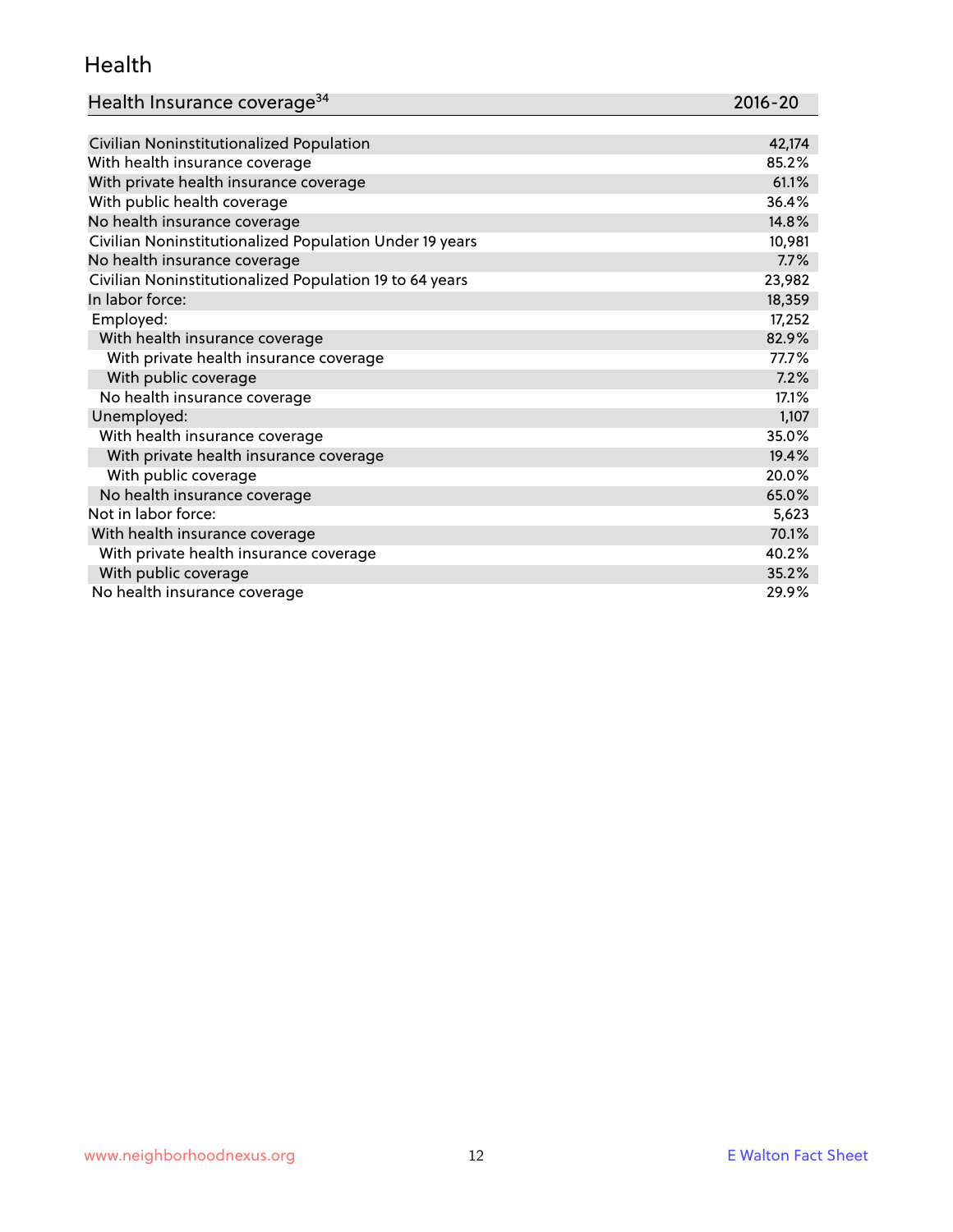## Health

| Health Insurance coverage[34] | 2016-20 |
|---|---|
| Civilian Noninstitutionalized Population | 42,174 |
| With health insurance coverage | 85.2% |
| With private health insurance coverage | 61.1% |
| With public health coverage | 36.4% |
| No health insurance coverage | 14.8% |
| Civilian Noninstitutionalized Population Under 19 years | 10,981 |
| No health insurance coverage | 7.7% |
| Civilian Noninstitutionalized Population 19 to 64 years | 23,982 |
| In labor force: | 18,359 |
| Employed: | 17,252 |
| With health insurance coverage | 82.9% |
| With private health insurance coverage | 77.7% |
| With public coverage | 7.2% |
| No health insurance coverage | 17.1% |
| Unemployed: | 1,107 |
| With health insurance coverage | 35.0% |
| With private health insurance coverage | 19.4% |
| With public coverage | 20.0% |
| No health insurance coverage | 65.0% |
| Not in labor force: | 5,623 |
| With health insurance coverage | 70.1% |
| With private health insurance coverage | 40.2% |
| With public coverage | 35.2% |
| No health insurance coverage | 29.9% |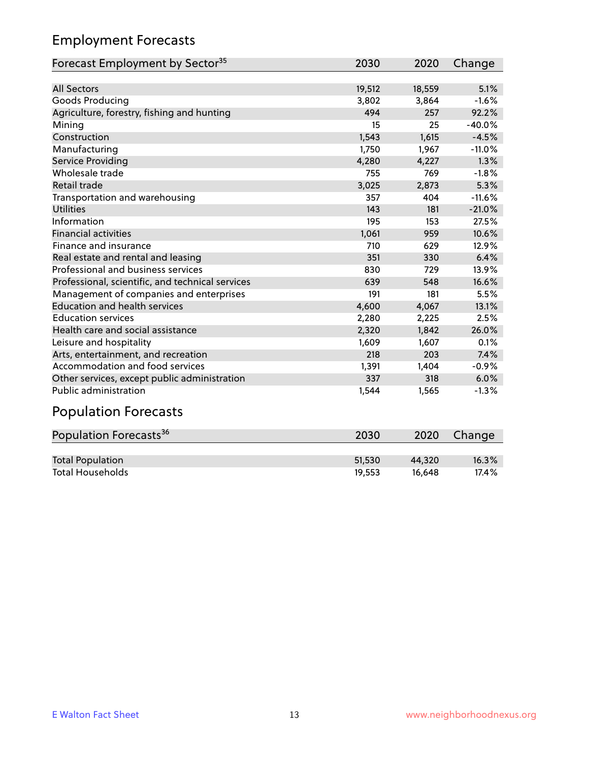## Employment Forecasts

| Forecast Employment by Sector[35] | 2030 | 2020 | Change |
|---|---|---|---|
| All Sectors | 19,512 | 18,559 | 5.1% |
| Goods Producing | 3,802 | 3,864 | -1.6% |
| Agriculture, forestry, fishing and hunting | 494 | 257 | 92.2% |
| Mining | 15 | 25 | -40.0% |
| Construction | 1,543 | 1,615 | -4.5% |
| Manufacturing | 1,750 | 1,967 | -11.0% |
| Service Providing | 4,280 | 4,227 | 1.3% |
| Wholesale trade | 755 | 769 | -1.8% |
| Retail trade | 3,025 | 2,873 | 5.3% |
| Transportation and warehousing | 357 | 404 | -11.6% |
| Utilities | 143 | 181 | -21.0% |
| Information | 195 | 153 | 27.5% |
| Financial activities | 1,061 | 959 | 10.6% |
| Finance and insurance | 710 | 629 | 12.9% |
| Real estate and rental and leasing | 351 | 330 | 6.4% |
| Professional and business services | 830 | 729 | 13.9% |
| Professional, scientific, and technical services | 639 | 548 | 16.6% |
| Management of companies and enterprises | 191 | 181 | 5.5% |
| Education and health services | 4,600 | 4,067 | 13.1% |
| Education services | 2,280 | 2,225 | 2.5% |
| Health care and social assistance | 2,320 | 1,842 | 26.0% |
| Leisure and hospitality | 1,609 | 1,607 | 0.1% |
| Arts, entertainment, and recreation | 218 | 203 | 7.4% |
| Accommodation and food services | 1,391 | 1,404 | -0.9% |
| Other services, except public administration | 337 | 318 | 6.0% |
| Public administration | 1,544 | 1,565 | -1.3% |

## Population Forecasts

| Population Forecasts[36] | 2030 | 2020 | Change |
|---|---|---|---|
| Total Population | 51,530 | 44,320 | 16.3% |
| Total Households | 19,553 | 16,648 | 17.4% |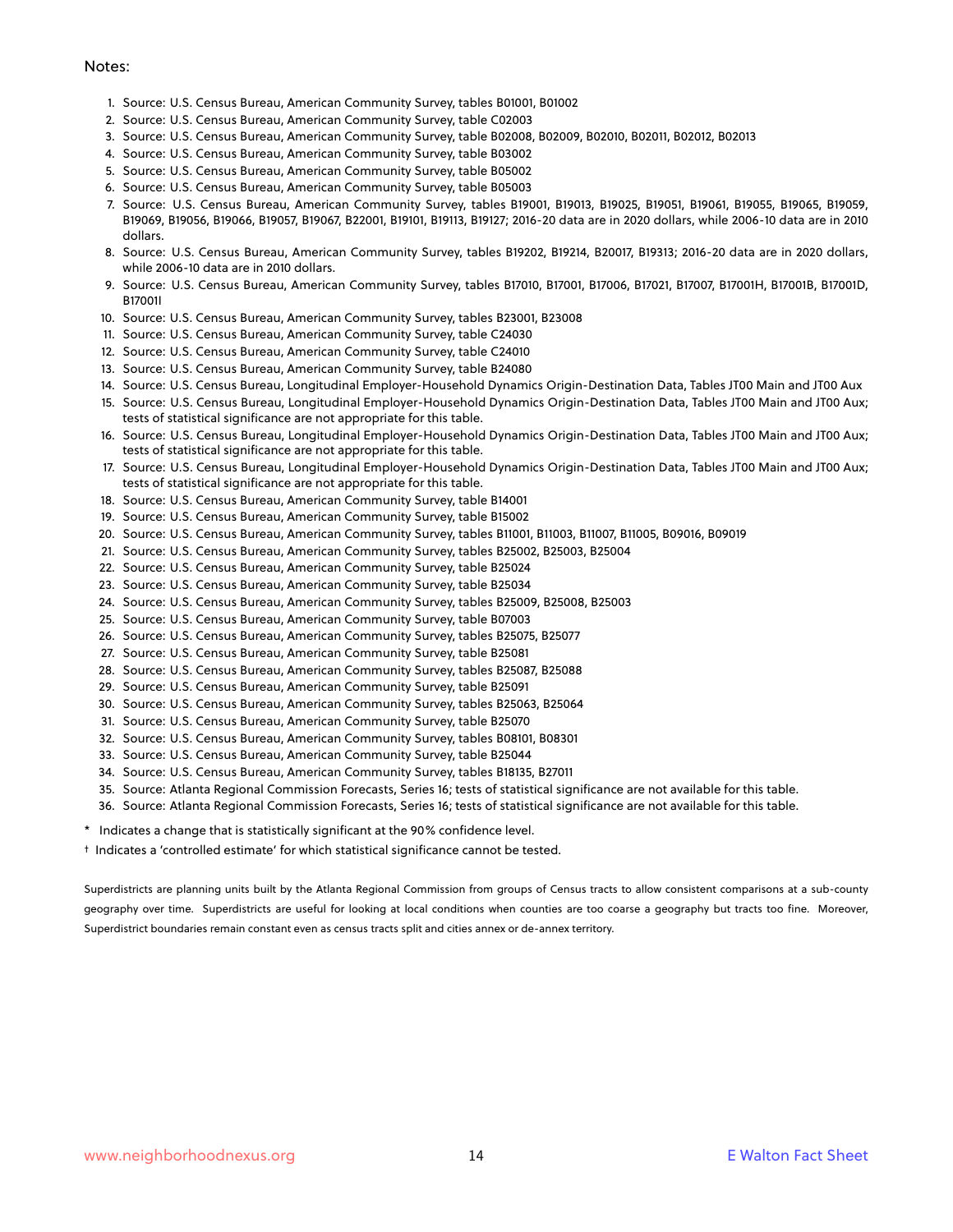Notes:

1. Source: U.S. Census Bureau, American Community Survey, tables B01001, B01002
2. Source: U.S. Census Bureau, American Community Survey, table C02003
3. Source: U.S. Census Bureau, American Community Survey, table B02008, B02009, B02010, B02011, B02012, B02013
4. Source: U.S. Census Bureau, American Community Survey, table B03002
5. Source: U.S. Census Bureau, American Community Survey, table B05002
6. Source: U.S. Census Bureau, American Community Survey, table B05003
7. Source: U.S. Census Bureau, American Community Survey, tables B19001, B19013, B19025, B19051, B19061, B19055, B19065, B19059, B19069, B19056, B19066, B19057, B19067, B22001, B19101, B19113, B19127; 2016-20 data are in 2020 dollars, while 2006-10 data are in 2010 dollars.
8. Source: U.S. Census Bureau, American Community Survey, tables B19202, B19214, B20017, B19313; 2016-20 data are in 2020 dollars, while 2006-10 data are in 2010 dollars.
9. Source: U.S. Census Bureau, American Community Survey, tables B17010, B17001, B17006, B17021, B17007, B17001H, B17001B, B17001D, B17001I
10. Source: U.S. Census Bureau, American Community Survey, tables B23001, B23008
11. Source: U.S. Census Bureau, American Community Survey, table C24030
12. Source: U.S. Census Bureau, American Community Survey, table C24010
13. Source: U.S. Census Bureau, American Community Survey, table B24080
14. Source: U.S. Census Bureau, Longitudinal Employer-Household Dynamics Origin-Destination Data, Tables JT00 Main and JT00 Aux
15. Source: U.S. Census Bureau, Longitudinal Employer-Household Dynamics Origin-Destination Data, Tables JT00 Main and JT00 Aux; tests of statistical significance are not appropriate for this table.
16. Source: U.S. Census Bureau, Longitudinal Employer-Household Dynamics Origin-Destination Data, Tables JT00 Main and JT00 Aux; tests of statistical significance are not appropriate for this table.
17. Source: U.S. Census Bureau, Longitudinal Employer-Household Dynamics Origin-Destination Data, Tables JT00 Main and JT00 Aux; tests of statistical significance are not appropriate for this table.
18. Source: U.S. Census Bureau, American Community Survey, table B14001
19. Source: U.S. Census Bureau, American Community Survey, table B15002
20. Source: U.S. Census Bureau, American Community Survey, tables B11001, B11003, B11007, B11005, B09016, B09019
21. Source: U.S. Census Bureau, American Community Survey, tables B25002, B25003, B25004
22. Source: U.S. Census Bureau, American Community Survey, table B25024
23. Source: U.S. Census Bureau, American Community Survey, table B25034
24. Source: U.S. Census Bureau, American Community Survey, tables B25009, B25008, B25003
25. Source: U.S. Census Bureau, American Community Survey, table B07003
26. Source: U.S. Census Bureau, American Community Survey, tables B25075, B25077
27. Source: U.S. Census Bureau, American Community Survey, table B25081
28. Source: U.S. Census Bureau, American Community Survey, tables B25087, B25088
29. Source: U.S. Census Bureau, American Community Survey, table B25091
30. Source: U.S. Census Bureau, American Community Survey, tables B25063, B25064
31. Source: U.S. Census Bureau, American Community Survey, table B25070
32. Source: U.S. Census Bureau, American Community Survey, tables B08101, B08301
33. Source: U.S. Census Bureau, American Community Survey, table B25044
34. Source: U.S. Census Bureau, American Community Survey, tables B18135, B27011
35. Source: Atlanta Regional Commission Forecasts, Series 16; tests of statistical significance are not available for this table.
36. Source: Atlanta Regional Commission Forecasts, Series 16; tests of statistical significance are not available for this table.

\* Indicates a change that is statistically significant at the 90% confidence level.

† Indicates a 'controlled estimate' for which statistical significance cannot be tested.

Superdistricts are planning units built by the Atlanta Regional Commission from groups of Census tracts to allow consistent comparisons at a sub-county geography over time. Superdistricts are useful for looking at local conditions when counties are too coarse a geography but tracts too fine. Moreover, Superdistrict boundaries remain constant even as census tracts split and cities annex or de-annex territory.